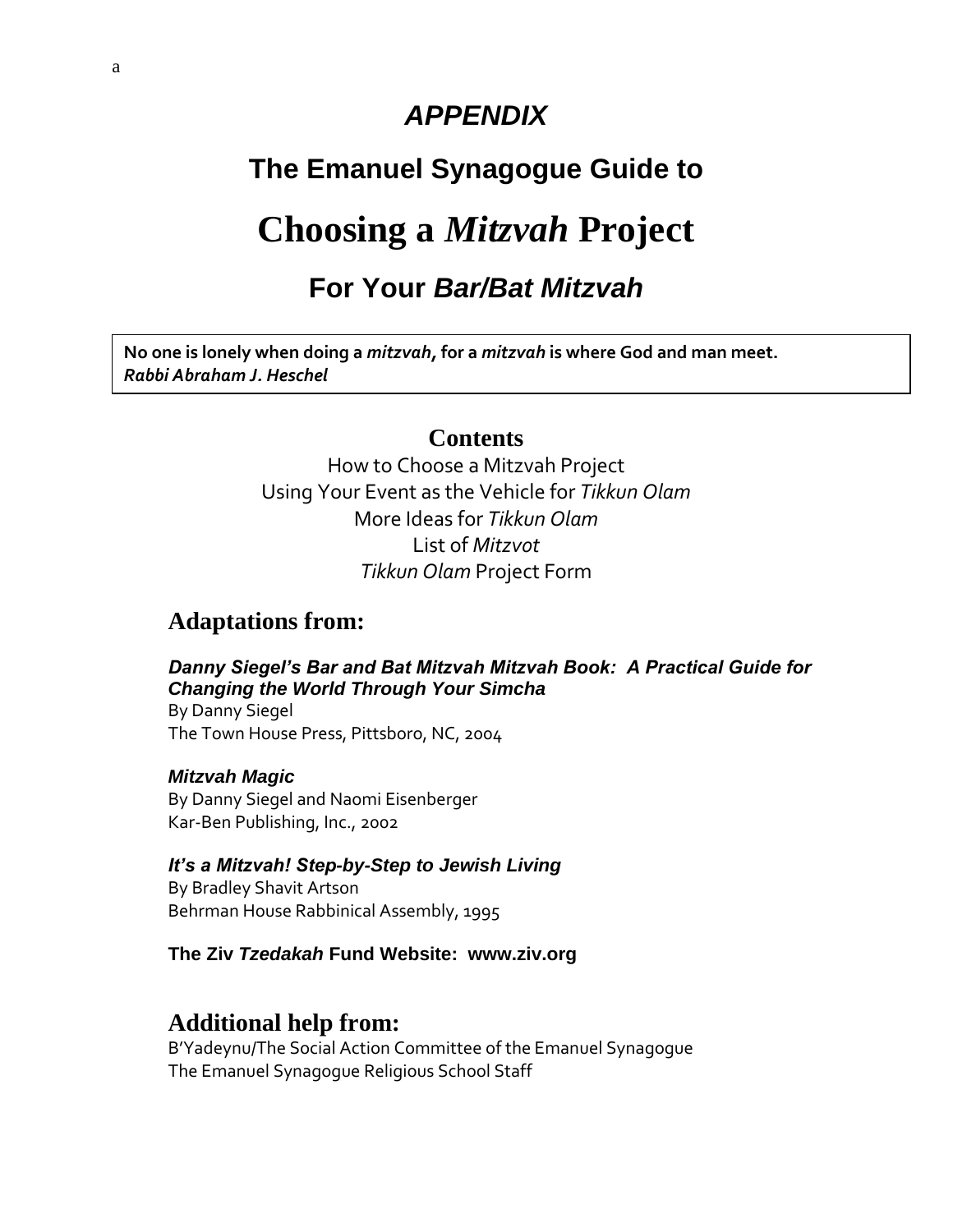a

# *APPENDIX*

## The Emanuel Synagogue Guide to

# Choosing a *Mitzvah* Project

## For Your *Bar/Bat Mitzvah*

**No one is lonely when doing a *mitzvah*, for a *mitzvah* is where God and man meet.**
***Rabbi Abraham J. Heschel***

### Contents

How to Choose a Mitzvah Project
Using Your Event as the Vehicle for *Tikkun Olam*
More Ideas for *Tikkun Olam*
List of *Mitzvot*
*Tikkun Olam* Project Form

## Adaptations from:

***Danny Siegel's Bar and Bat Mitzvah Mitzvah Book: A Practical Guide for Changing the World Through Your Simcha***
By Danny Siegel
The Town House Press, Pittsboro, NC, 2004

***Mitzvah Magic***
By Danny Siegel and Naomi Eisenberger
Kar-Ben Publishing, Inc., 2002

***It's a Mitzvah! Step-by-Step to Jewish Living***
By Bradley Shavit Artson
Behrman House Rabbinical Assembly, 1995

**The Ziv *Tzedakah* Fund Website: www.ziv.org**

## Additional help from:

B'Yadeynu/The Social Action Committee of the Emanuel Synagogue
The Emanuel Synagogue Religious School Staff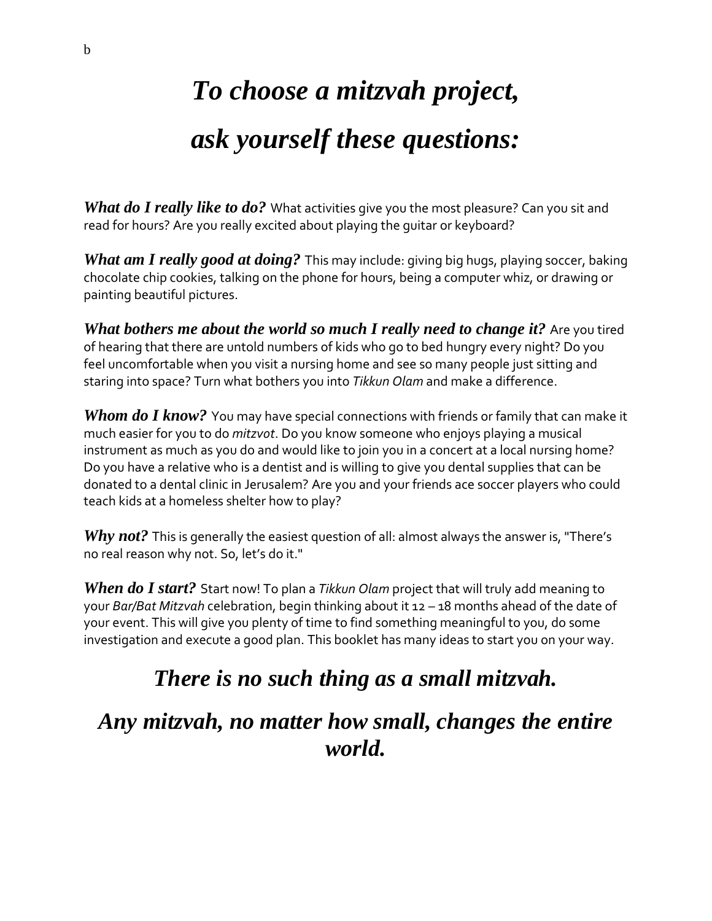# *To choose a mitzvah project, ask yourself these questions:*

***What do I really like to do?*** What activities give you the most pleasure? Can you sit and read for hours? Are you really excited about playing the guitar or keyboard?

***What am I really good at doing?*** This may include: giving big hugs, playing soccer, baking chocolate chip cookies, talking on the phone for hours, being a computer whiz, or drawing or painting beautiful pictures.

***What bothers me about the world so much I really need to change it?*** Are you tired of hearing that there are untold numbers of kids who go to bed hungry every night? Do you feel uncomfortable when you visit a nursing home and see so many people just sitting and staring into space? Turn what bothers you into *Tikkun Olam* and make a difference.

***Whom do I know?*** You may have special connections with friends or family that can make it much easier for you to do *mitzvot*. Do you know someone who enjoys playing a musical instrument as much as you do and would like to join you in a concert at a local nursing home? Do you have a relative who is a dentist and is willing to give you dental supplies that can be donated to a dental clinic in Jerusalem? Are you and your friends ace soccer players who could teach kids at a homeless shelter how to play?

***Why not?*** This is generally the easiest question of all: almost always the answer is, "There's no real reason why not. So, let's do it."

***When do I start?*** Start now! To plan a *Tikkun Olam* project that will truly add meaning to your *Bar/Bat Mitzvah* celebration, begin thinking about it 12 – 18 months ahead of the date of your event. This will give you plenty of time to find something meaningful to you, do some investigation and execute a good plan. This booklet has many ideas to start you on your way.

## *There is no such thing as a small mitzvah.*

## *Any mitzvah, no matter how small, changes the entire world.*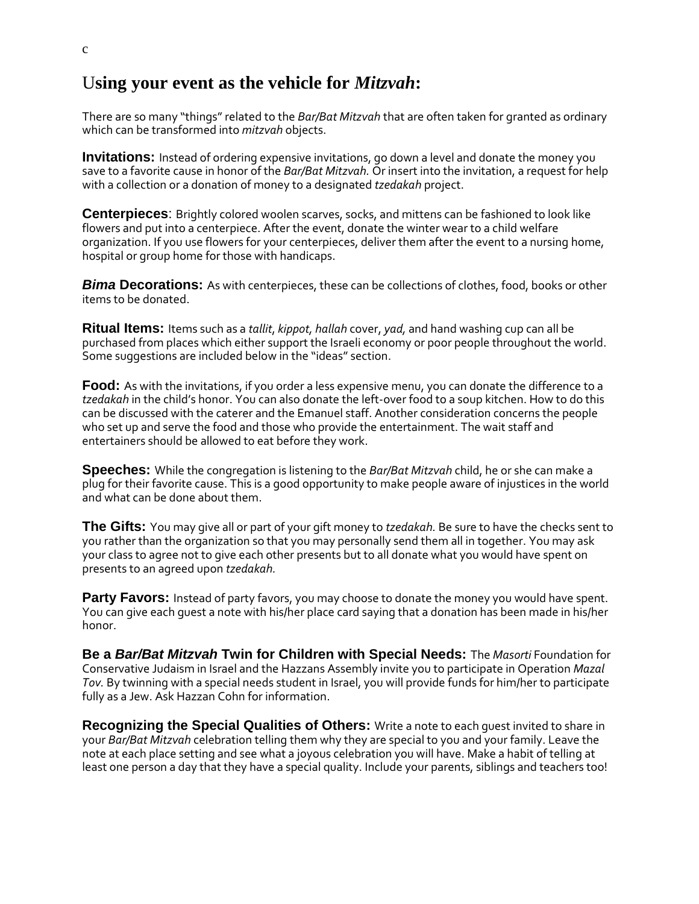c

## Using your event as the vehicle for *Mitzvah*:

There are so many "things" related to the *Bar/Bat Mitzvah* that are often taken for granted as ordinary which can be transformed into *mitzvah* objects.

**Invitations:** Instead of ordering expensive invitations, go down a level and donate the money you save to a favorite cause in honor of the *Bar/Bat Mitzvah.* Or insert into the invitation, a request for help with a collection or a donation of money to a designated *tzedakah* project.

**Centerpieces**: Brightly colored woolen scarves, socks, and mittens can be fashioned to look like flowers and put into a centerpiece. After the event, donate the winter wear to a child welfare organization. If you use flowers for your centerpieces, deliver them after the event to a nursing home, hospital or group home for those with handicaps.

***Bima* Decorations:** As with centerpieces, these can be collections of clothes, food, books or other items to be donated.

**Ritual Items:** Items such as a *tallit*, *kippot*, *hallah* cover, *yad*, and hand washing cup can all be purchased from places which either support the Israeli economy or poor people throughout the world. Some suggestions are included below in the "ideas" section.

**Food:** As with the invitations, if you order a less expensive menu, you can donate the difference to a *tzedakah* in the child's honor. You can also donate the left-over food to a soup kitchen. How to do this can be discussed with the caterer and the Emanuel staff. Another consideration concerns the people who set up and serve the food and those who provide the entertainment. The wait staff and entertainers should be allowed to eat before they work.

**Speeches:** While the congregation is listening to the *Bar/Bat Mitzvah* child, he or she can make a plug for their favorite cause. This is a good opportunity to make people aware of injustices in the world and what can be done about them.

**The Gifts:** You may give all or part of your gift money to *tzedakah.* Be sure to have the checks sent to you rather than the organization so that you may personally send them all in together. You may ask your class to agree not to give each other presents but to all donate what you would have spent on presents to an agreed upon *tzedakah.*

**Party Favors:** Instead of party favors, you may choose to donate the money you would have spent. You can give each guest a note with his/her place card saying that a donation has been made in his/her honor.

**Be a *Bar/Bat Mitzvah* Twin for Children with Special Needs:** The *Masorti* Foundation for Conservative Judaism in Israel and the Hazzans Assembly invite you to participate in Operation *Mazal Tov.* By twinning with a special needs student in Israel, you will provide funds for him/her to participate fully as a Jew. Ask Hazzan Cohn for information.

**Recognizing the Special Qualities of Others:** Write a note to each guest invited to share in your *Bar/Bat Mitzvah* celebration telling them why they are special to you and your family. Leave the note at each place setting and see what a joyous celebration you will have. Make a habit of telling at least one person a day that they have a special quality. Include your parents, siblings and teachers too!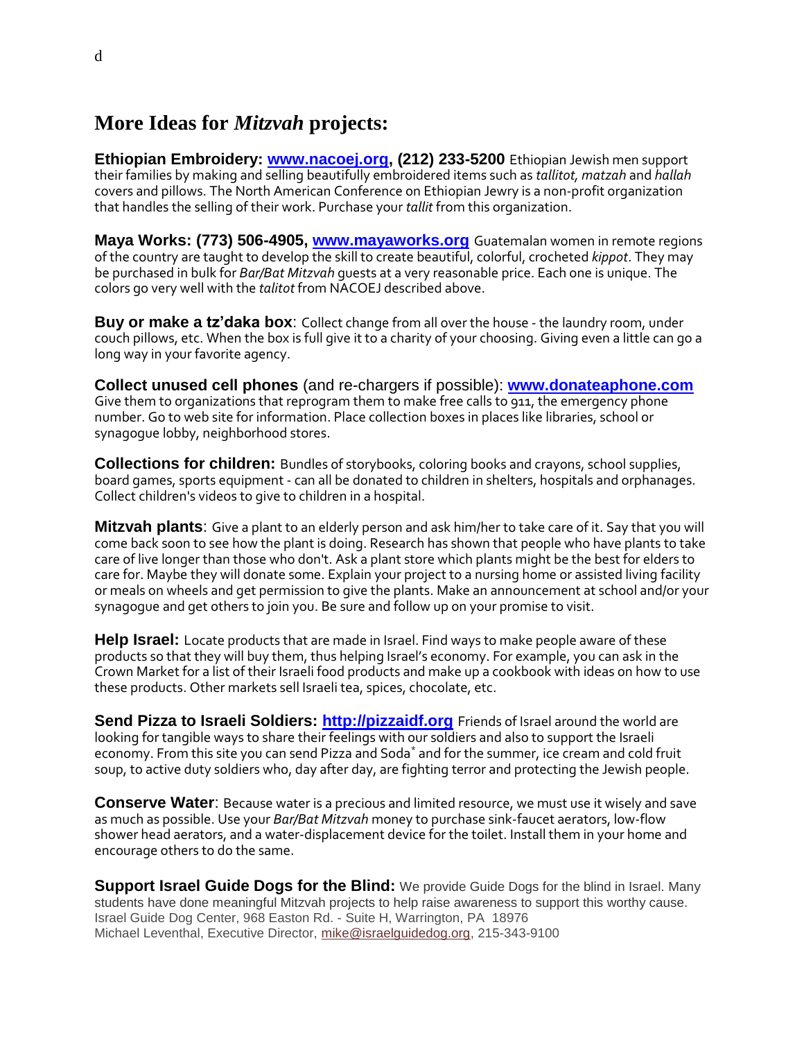d

## More Ideas for *Mitzvah* projects:

**Ethiopian Embroidery: www.nacoej.org, (212) 233-5200** Ethiopian Jewish men support their families by making and selling beautifully embroidered items such as *tallitot, matzah* and *hallah* covers and pillows. The North American Conference on Ethiopian Jewry is a non-profit organization that handles the selling of their work. Purchase your *tallit* from this organization.

**Maya Works: (773) 506-4905, www.mayaworks.org** Guatemalan women in remote regions of the country are taught to develop the skill to create beautiful, colorful, crocheted *kippot*. They may be purchased in bulk for *Bar/Bat Mitzvah* guests at a very reasonable price. Each one is unique. The colors go very well with the *talitot* from NACOEJ described above.

**Buy or make a tz'daka box**: Collect change from all over the house - the laundry room, under couch pillows, etc. When the box is full give it to a charity of your choosing. Giving even a little can go a long way in your favorite agency.

**Collect unused cell phones** (and re-chargers if possible): **www.donateaphone.com** Give them to organizations that reprogram them to make free calls to 911, the emergency phone number. Go to web site for information. Place collection boxes in places like libraries, school or synagogue lobby, neighborhood stores.

**Collections for children:** Bundles of storybooks, coloring books and crayons, school supplies, board games, sports equipment - can all be donated to children in shelters, hospitals and orphanages. Collect children's videos to give to children in a hospital.

**Mitzvah plants**: Give a plant to an elderly person and ask him/her to take care of it. Say that you will come back soon to see how the plant is doing. Research has shown that people who have plants to take care of live longer than those who don't. Ask a plant store which plants might be the best for elders to care for. Maybe they will donate some. Explain your project to a nursing home or assisted living facility or meals on wheels and get permission to give the plants. Make an announcement at school and/or your synagogue and get others to join you. Be sure and follow up on your promise to visit.

**Help Israel:** Locate products that are made in Israel. Find ways to make people aware of these products so that they will buy them, thus helping Israel's economy. For example, you can ask in the Crown Market for a list of their Israeli food products and make up a cookbook with ideas on how to use these products. Other markets sell Israeli tea, spices, chocolate, etc.

**Send Pizza to Israeli Soldiers: http://pizzaidf.org** Friends of Israel around the world are looking for tangible ways to share their feelings with our soldiers and also to support the Israeli economy. From this site you can send Pizza and Soda* and for the summer, ice cream and cold fruit soup, to active duty soldiers who, day after day, are fighting terror and protecting the Jewish people.

**Conserve Water**: Because water is a precious and limited resource, we must use it wisely and save as much as possible. Use your *Bar/Bat Mitzvah* money to purchase sink-faucet aerators, low-flow shower head aerators, and a water-displacement device for the toilet. Install them in your home and encourage others to do the same.

**Support Israel Guide Dogs for the Blind:** We provide Guide Dogs for the blind in Israel. Many students have done meaningful Mitzvah projects to help raise awareness to support this worthy cause.
Israel Guide Dog Center, 968 Easton Rd. - Suite H, Warrington, PA 18976
Michael Leventhal, Executive Director, mike@israelguidedog.org, 215-343-9100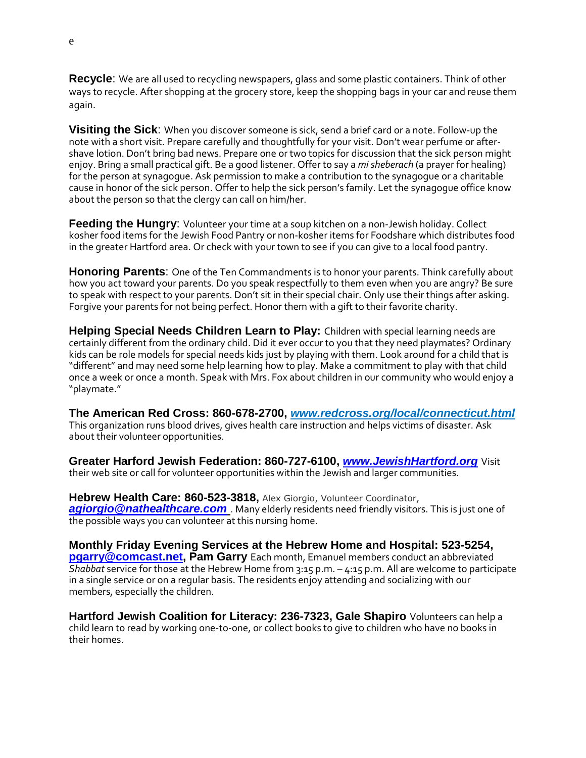e

**Recycle**: We are all used to recycling newspapers, glass and some plastic containers. Think of other ways to recycle. After shopping at the grocery store, keep the shopping bags in your car and reuse them again.

**Visiting the Sick**: When you discover someone is sick, send a brief card or a note. Follow-up the note with a short visit. Prepare carefully and thoughtfully for your visit. Don't wear perfume or after-shave lotion. Don't bring bad news. Prepare one or two topics for discussion that the sick person might enjoy. Bring a small practical gift. Be a good listener. Offer to say a *mi sheberach* (a prayer for healing) for the person at synagogue. Ask permission to make a contribution to the synagogue or a charitable cause in honor of the sick person. Offer to help the sick person's family. Let the synagogue office know about the person so that the clergy can call on him/her.

**Feeding the Hungry**: Volunteer your time at a soup kitchen on a non-Jewish holiday. Collect kosher food items for the Jewish Food Pantry or non-kosher items for Foodshare which distributes food in the greater Hartford area. Or check with your town to see if you can give to a local food pantry.

**Honoring Parents**: One of the Ten Commandments is to honor your parents. Think carefully about how you act toward your parents. Do you speak respectfully to them even when you are angry? Be sure to speak with respect to your parents. Don't sit in their special chair. Only use their things after asking. Forgive your parents for not being perfect. Honor them with a gift to their favorite charity.

**Helping Special Needs Children Learn to Play:** Children with special learning needs are certainly different from the ordinary child. Did it ever occur to you that they need playmates? Ordinary kids can be role models for special needs kids just by playing with them. Look around for a child that is "different" and may need some help learning how to play. Make a commitment to play with that child once a week or once a month. Speak with Mrs. Fox about children in our community who would enjoy a "playmate."

**The American Red Cross: 860-678-2700, *www.redcross.org/local/connecticut.html***
This organization runs blood drives, gives health care instruction and helps victims of disaster. Ask about their volunteer opportunities.

**Greater Harford Jewish Federation: 860-727-6100, *www.JewishHartford.org*** Visit their web site or call for volunteer opportunities within the Jewish and larger communities.

**Hebrew Health Care: 860-523-3818,** Alex Giorgio, Volunteer Coordinator, ***agiorgio@nathealthcare.com*** . Many elderly residents need friendly visitors. This is just one of the possible ways you can volunteer at this nursing home.

**Monthly Friday Evening Services at the Hebrew Home and Hospital: 523-5254, pgarry@comcast.net, Pam Garry** Each month, Emanuel members conduct an abbreviated *Shabbat* service for those at the Hebrew Home from 3:15 p.m. – 4:15 p.m. All are welcome to participate in a single service or on a regular basis. The residents enjoy attending and socializing with our members, especially the children.

**Hartford Jewish Coalition for Literacy: 236-7323, Gale Shapiro** Volunteers can help a child learn to read by working one-to-one, or collect books to give to children who have no books in their homes.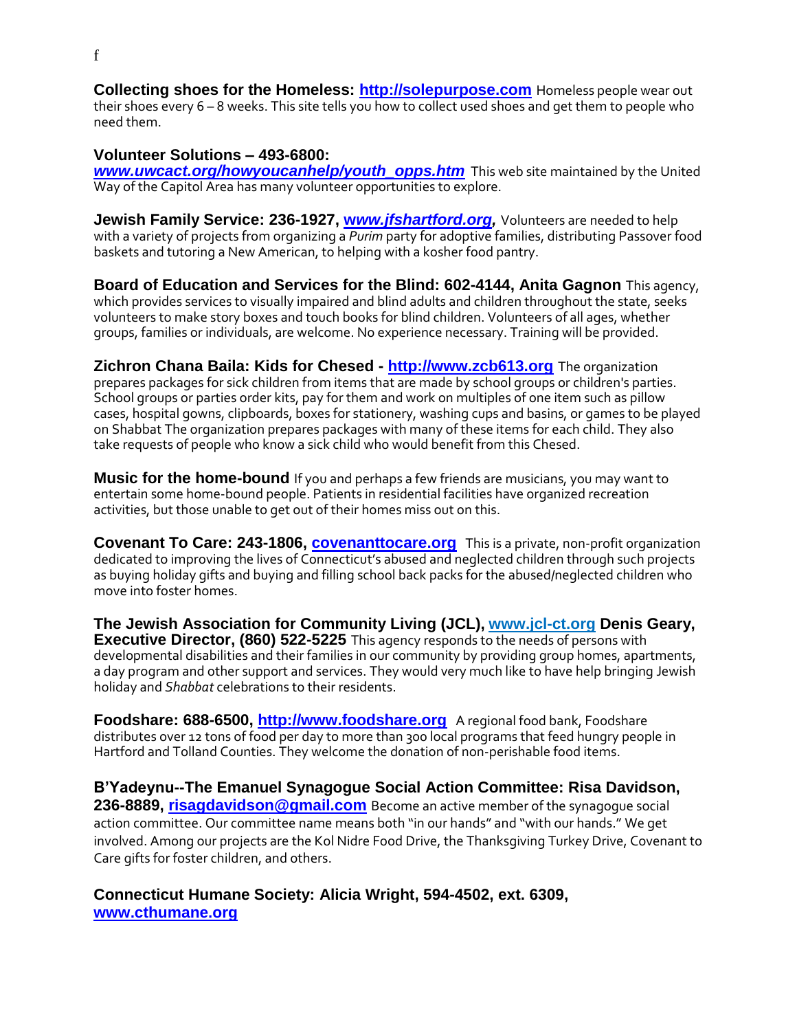f

**Collecting shoes for the Homeless: http://solepurpose.com** Homeless people wear out their shoes every 6 – 8 weeks. This site tells you how to collect used shoes and get them to people who need them.

**Volunteer Solutions – 493-6800:**
***www.uwcact.org/howyoucanhelp/youth_opps.htm*** This web site maintained by the United Way of the Capitol Area has many volunteer opportunities to explore.

**Jewish Family Service: 236-1927, *www.jfshartford.org*,** Volunteers are needed to help with a variety of projects from organizing a *Purim* party for adoptive families, distributing Passover food baskets and tutoring a New American, to helping with a kosher food pantry.

**Board of Education and Services for the Blind: 602-4144, Anita Gagnon** This agency, which provides services to visually impaired and blind adults and children throughout the state, seeks volunteers to make story boxes and touch books for blind children. Volunteers of all ages, whether groups, families or individuals, are welcome. No experience necessary. Training will be provided.

**Zichron Chana Baila: Kids for Chesed - http://www.zcb613.org** The organization prepares packages for sick children from items that are made by school groups or children's parties. School groups or parties order kits, pay for them and work on multiples of one item such as pillow cases, hospital gowns, clipboards, boxes for stationery, washing cups and basins, or games to be played on Shabbat The organization prepares packages with many of these items for each child. They also take requests of people who know a sick child who would benefit from this Chesed.

**Music for the home-bound** If you and perhaps a few friends are musicians, you may want to entertain some home-bound people. Patients in residential facilities have organized recreation activities, but those unable to get out of their homes miss out on this.

**Covenant To Care: 243-1806, covenanttocare.org** This is a private, non-profit organization dedicated to improving the lives of Connecticut's abused and neglected children through such projects as buying holiday gifts and buying and filling school back packs for the abused/neglected children who move into foster homes.

**The Jewish Association for Community Living (JCL), www.jcl-ct.org Denis Geary, Executive Director, (860) 522-5225** This agency responds to the needs of persons with developmental disabilities and their families in our community by providing group homes, apartments, a day program and other support and services. They would very much like to have help bringing Jewish holiday and *Shabbat* celebrations to their residents.

**Foodshare: 688-6500, http://www.foodshare.org** A regional food bank, Foodshare distributes over 12 tons of food per day to more than 300 local programs that feed hungry people in Hartford and Tolland Counties. They welcome the donation of non-perishable food items.

**B'Yadeynu--The Emanuel Synagogue Social Action Committee: Risa Davidson, 236-8889, risagdavidson@gmail.com** Become an active member of the synagogue social action committee. Our committee name means both "in our hands" and "with our hands." We get involved. Among our projects are the Kol Nidre Food Drive, the Thanksgiving Turkey Drive, Covenant to Care gifts for foster children, and others.

**Connecticut Humane Society: Alicia Wright, 594-4502, ext. 6309, www.cthumane.org**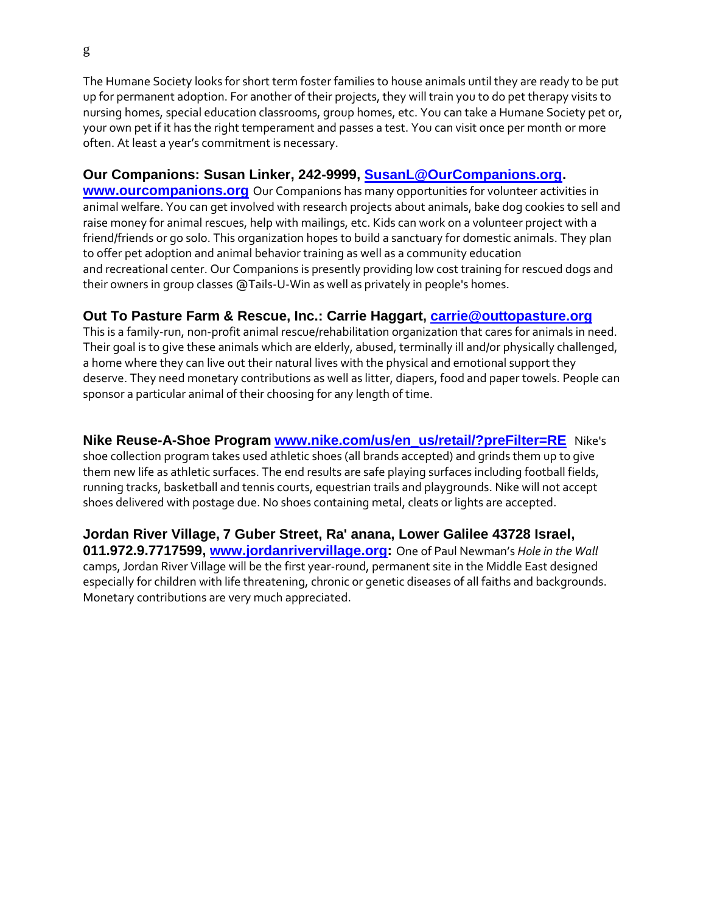g

The Humane Society looks for short term foster families to house animals until they are ready to be put up for permanent adoption. For another of their projects, they will train you to do pet therapy visits to nursing homes, special education classrooms, group homes, etc. You can take a Humane Society pet or, your own pet if it has the right temperament and passes a test. You can visit once per month or more often. At least a year's commitment is necessary.

**Our Companions: Susan Linker, 242-9999, SusanL@OurCompanions.org. www.ourcompanions.org** Our Companions has many opportunities for volunteer activities in animal welfare. You can get involved with research projects about animals, bake dog cookies to sell and raise money for animal rescues, help with mailings, etc. Kids can work on a volunteer project with a friend/friends or go solo. This organization hopes to build a sanctuary for domestic animals. They plan to offer pet adoption and animal behavior training as well as a community education and recreational center. Our Companions is presently providing low cost training for rescued dogs and their owners in group classes @Tails-U-Win as well as privately in people's homes.

**Out To Pasture Farm & Rescue, Inc.: Carrie Haggart, carrie@outtopasture.org**
This is a family-run, non-profit animal rescue/rehabilitation organization that cares for animals in need. Their goal is to give these animals which are elderly, abused, terminally ill and/or physically challenged, a home where they can live out their natural lives with the physical and emotional support they deserve. They need monetary contributions as well as litter, diapers, food and paper towels. People can sponsor a particular animal of their choosing for any length of time.

**Nike Reuse-A-Shoe Program www.nike.com/us/en_us/retail/?preFilter=RE** Nike's shoe collection program takes used athletic shoes (all brands accepted) and grinds them up to give them new life as athletic surfaces. The end results are safe playing surfaces including football fields, running tracks, basketball and tennis courts, equestrian trails and playgrounds. Nike will not accept shoes delivered with postage due. No shoes containing metal, cleats or lights are accepted.

**Jordan River Village, 7 Guber Street, Ra' anana, Lower Galilee 43728 Israel, 011.972.9.7717599, www.jordanrivervillage.org:** One of Paul Newman's *Hole in the Wall* camps, Jordan River Village will be the first year-round, permanent site in the Middle East designed especially for children with life threatening, chronic or genetic diseases of all faiths and backgrounds. Monetary contributions are very much appreciated.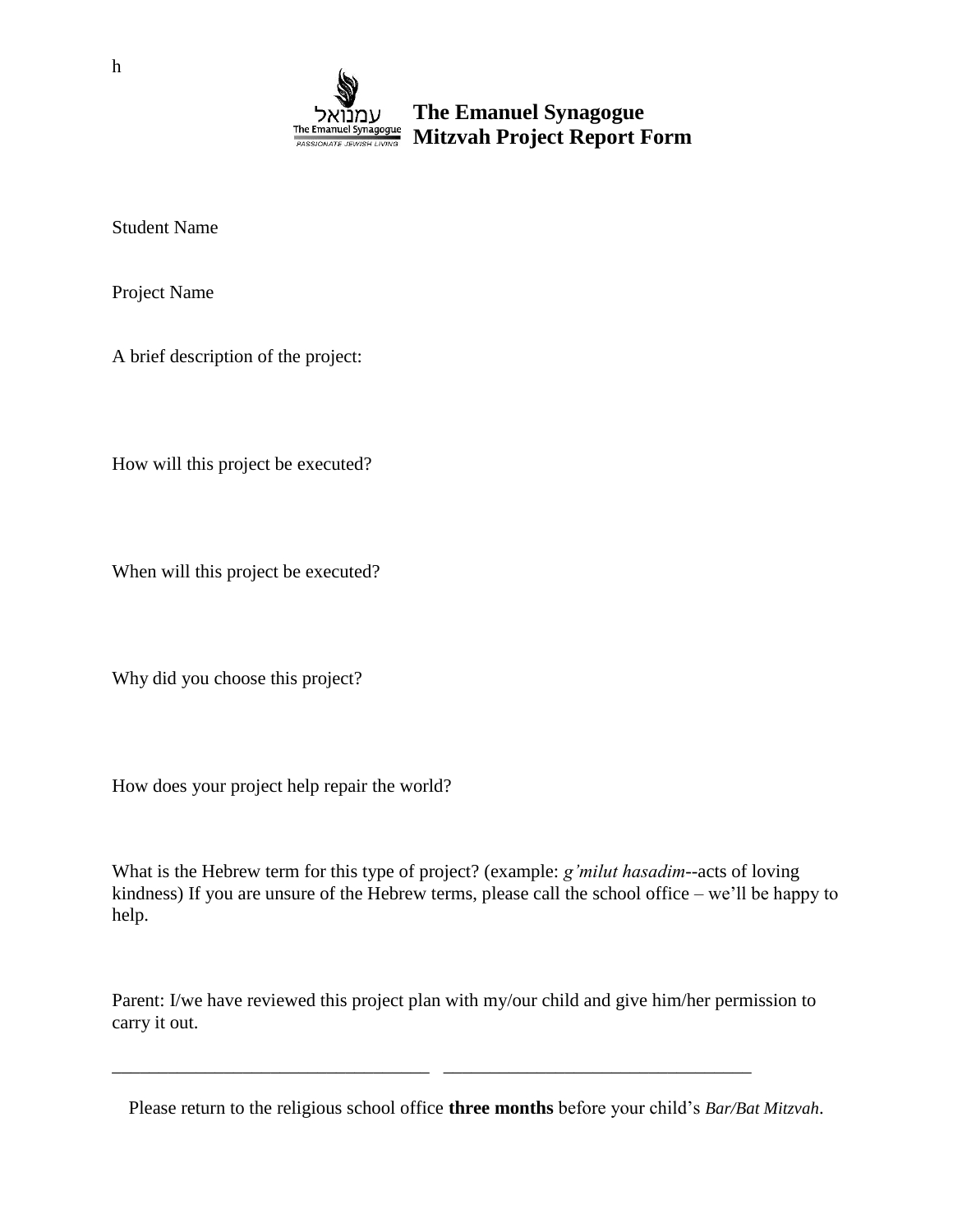h

עמנואל
The Emanuel Synagogue
PASSIONATE JEWISH LIVING

# The Emanuel Synagogue
# Mitzvah Project Report Form

Student Name

Project Name

A brief description of the project:

How will this project be executed?

When will this project be executed?

Why did you choose this project?

How does your project help repair the world?

What is the Hebrew term for this type of project? (example: *g'milut hasadim*--acts of loving kindness) If you are unsure of the Hebrew terms, please call the school office – we'll be happy to help.

Parent: I/we have reviewed this project plan with my/our child and give him/her permission to carry it out.

_________________________________ _________________________________

Please return to the religious school office **three months** before your child's *Bar/Bat Mitzvah*.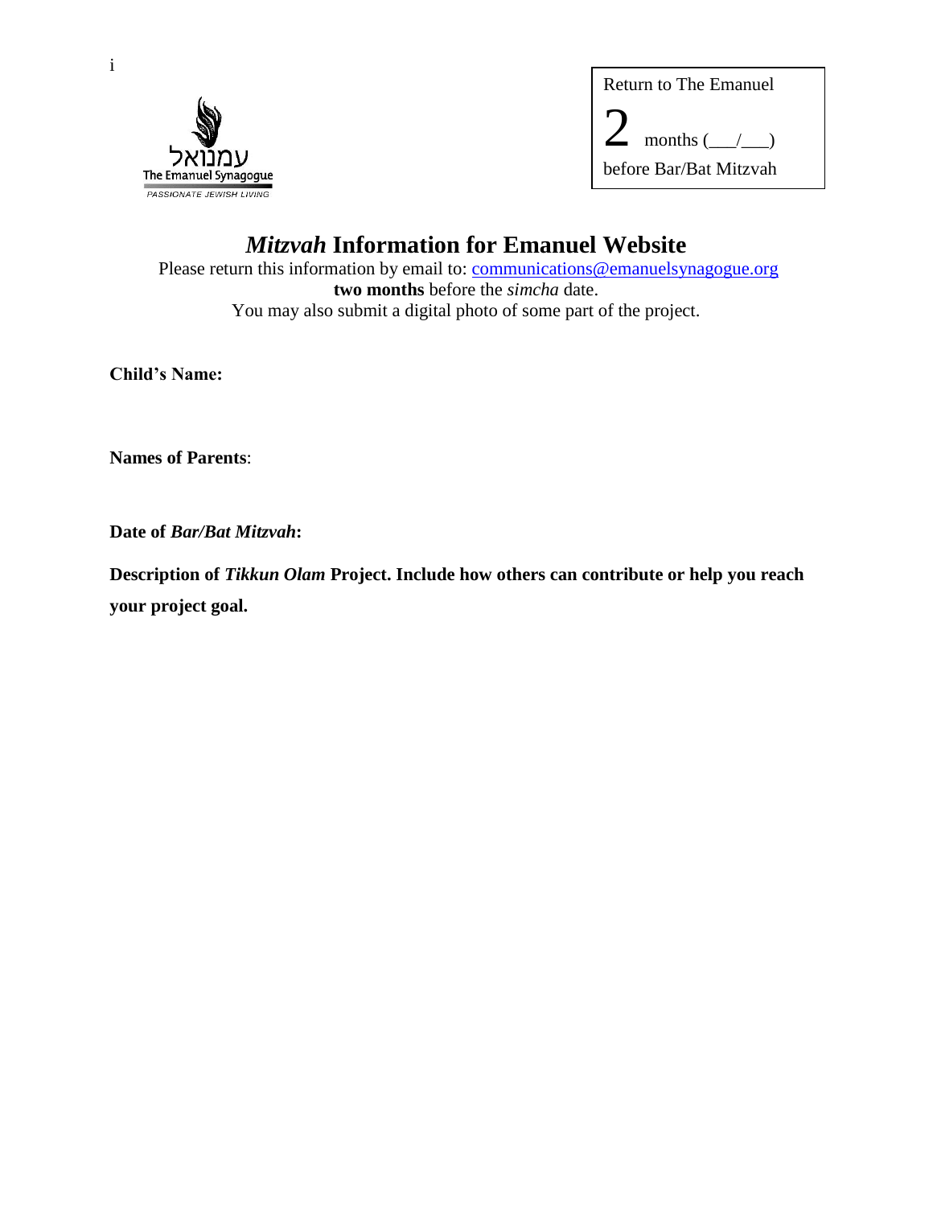i

עמנואל
The Emanuel Synagogue
PASSIONATE JEWISH LIVING

Return to The Emanuel
2 months (___/___)
before Bar/Bat Mitzvah

# *Mitzvah* Information for Emanuel Website

Please return this information by email to: communications@emanuelsynagogue.org
**two months** before the *simcha* date.
You may also submit a digital photo of some part of the project.

**Child's Name:**

**Names of Parents**:

**Date of *Bar/Bat Mitzvah*:**

**Description of *Tikkun Olam* Project. Include how others can contribute or help you reach your project goal.**